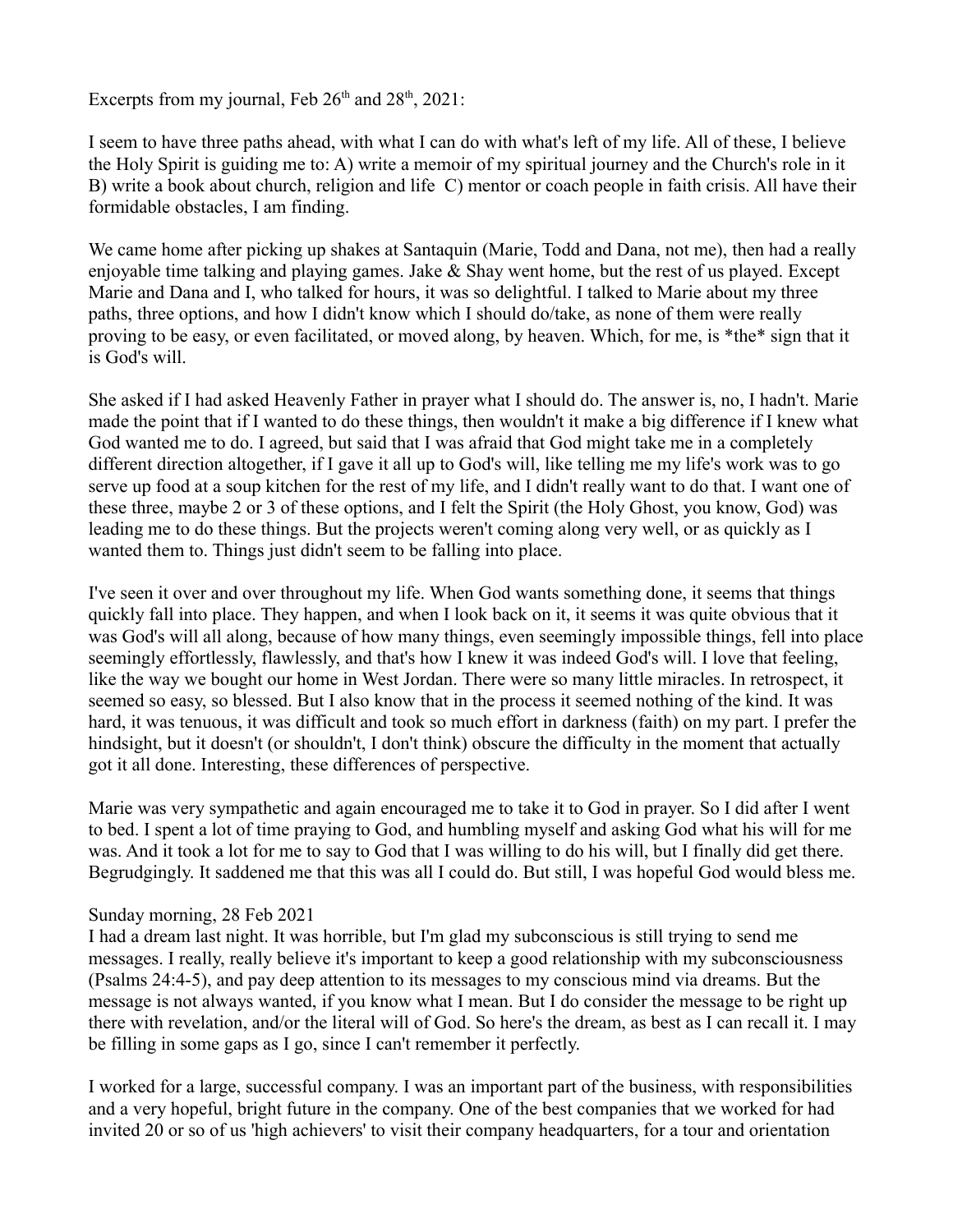Excerpts from my journal, Feb 26th and 28th, 2021:

I seem to have three paths ahead, with what I can do with what's left of my life. All of these, I believe the Holy Spirit is guiding me to: A) write a memoir of my spiritual journey and the Church's role in it B) write a book about church, religion and life C) mentor or coach people in faith crisis. All have their formidable obstacles, I am finding.

We came home after picking up shakes at Santaquin (Marie, Todd and Dana, not me), then had a really enjoyable time talking and playing games. Jake & Shay went home, but the rest of us played. Except Marie and Dana and I, who talked for hours, it was so delightful. I talked to Marie about my three paths, three options, and how I didn't know which I should do/take, as none of them were really proving to be easy, or even facilitated, or moved along, by heaven. Which, for me, is *the* sign that it is God's will.

She asked if I had asked Heavenly Father in prayer what I should do. The answer is, no, I hadn't. Marie made the point that if I wanted to do these things, then wouldn't it make a big difference if I knew what God wanted me to do. I agreed, but said that I was afraid that God might take me in a completely different direction altogether, if I gave it all up to God's will, like telling me my life's work was to go serve up food at a soup kitchen for the rest of my life, and I didn't really want to do that. I want one of these three, maybe 2 or 3 of these options, and I felt the Spirit (the Holy Ghost, you know, God) was leading me to do these things. But the projects weren't coming along very well, or as quickly as I wanted them to. Things just didn't seem to be falling into place.

I've seen it over and over throughout my life. When God wants something done, it seems that things quickly fall into place. They happen, and when I look back on it, it seems it was quite obvious that it was God's will all along, because of how many things, even seemingly impossible things, fell into place seemingly effortlessly, flawlessly, and that's how I knew it was indeed God's will. I love that feeling, like the way we bought our home in West Jordan. There were so many little miracles. In retrospect, it seemed so easy, so blessed. But I also know that in the process it seemed nothing of the kind. It was hard, it was tenuous, it was difficult and took so much effort in darkness (faith) on my part. I prefer the hindsight, but it doesn't (or shouldn't, I don't think) obscure the difficulty in the moment that actually got it all done. Interesting, these differences of perspective.

Marie was very sympathetic and again encouraged me to take it to God in prayer. So I did after I went to bed. I spent a lot of time praying to God, and humbling myself and asking God what his will for me was. And it took a lot for me to say to God that I was willing to do his will, but I finally did get there. Begrudgingly. It saddened me that this was all I could do. But still, I was hopeful God would bless me.

Sunday morning, 28 Feb 2021

I had a dream last night. It was horrible, but I'm glad my subconscious is still trying to send me messages. I really, really believe it's important to keep a good relationship with my subconsciousness (Psalms 24:4-5), and pay deep attention to its messages to my conscious mind via dreams. But the message is not always wanted, if you know what I mean. But I do consider the message to be right up there with revelation, and/or the literal will of God. So here's the dream, as best as I can recall it. I may be filling in some gaps as I go, since I can't remember it perfectly.

I worked for a large, successful company. I was an important part of the business, with responsibilities and a very hopeful, bright future in the company. One of the best companies that we worked for had invited 20 or so of us 'high achievers' to visit their company headquarters, for a tour and orientation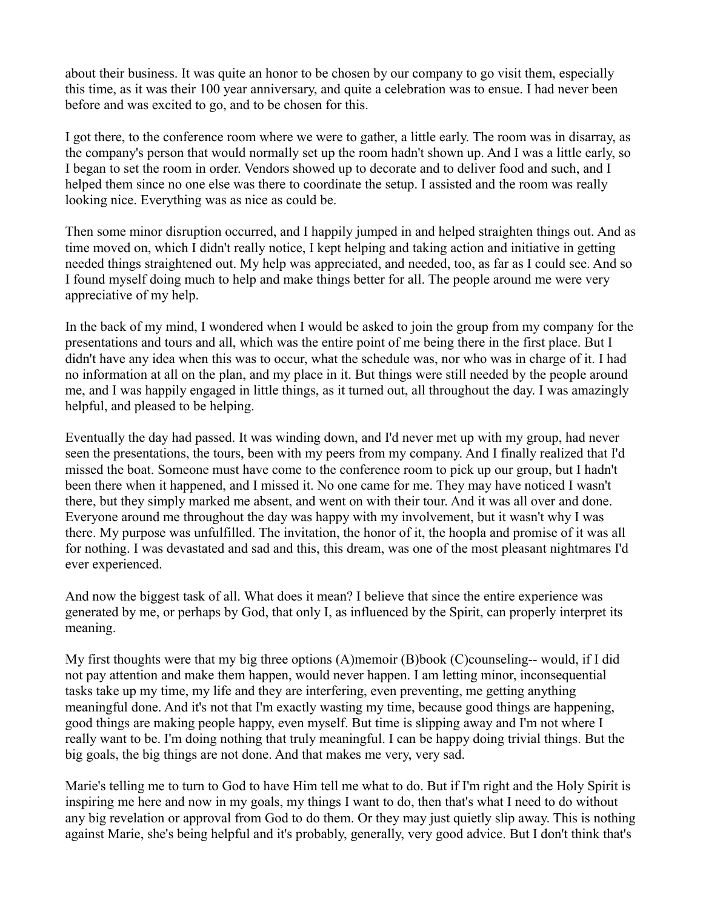about their business. It was quite an honor to be chosen by our company to go visit them, especially this time, as it was their 100 year anniversary, and quite a celebration was to ensue. I had never been before and was excited to go, and to be chosen for this.

I got there, to the conference room where we were to gather, a little early. The room was in disarray, as the company's person that would normally set up the room hadn't shown up. And I was a little early, so I began to set the room in order. Vendors showed up to decorate and to deliver food and such, and I helped them since no one else was there to coordinate the setup. I assisted and the room was really looking nice. Everything was as nice as could be.

Then some minor disruption occurred, and I happily jumped in and helped straighten things out. And as time moved on, which I didn't really notice, I kept helping and taking action and initiative in getting needed things straightened out. My help was appreciated, and needed, too, as far as I could see. And so I found myself doing much to help and make things better for all. The people around me were very appreciative of my help.

In the back of my mind, I wondered when I would be asked to join the group from my company for the presentations and tours and all, which was the entire point of me being there in the first place. But I didn't have any idea when this was to occur, what the schedule was, nor who was in charge of it. I had no information at all on the plan, and my place in it. But things were still needed by the people around me, and I was happily engaged in little things, as it turned out, all throughout the day. I was amazingly helpful, and pleased to be helping.

Eventually the day had passed. It was winding down, and I'd never met up with my group, had never seen the presentations, the tours, been with my peers from my company. And I finally realized that I'd missed the boat. Someone must have come to the conference room to pick up our group, but I hadn't been there when it happened, and I missed it. No one came for me. They may have noticed I wasn't there, but they simply marked me absent, and went on with their tour. And it was all over and done. Everyone around me throughout the day was happy with my involvement, but it wasn't why I was there. My purpose was unfulfilled. The invitation, the honor of it, the hoopla and promise of it was all for nothing. I was devastated and sad and this, this dream, was one of the most pleasant nightmares I'd ever experienced.

And now the biggest task of all. What does it mean? I believe that since the entire experience was generated by me, or perhaps by God, that only I, as influenced by the Spirit, can properly interpret its meaning.

My first thoughts were that my big three options (A)memoir (B)book (C)counseling-- would, if I did not pay attention and make them happen, would never happen. I am letting minor, inconsequential tasks take up my time, my life and they are interfering, even preventing, me getting anything meaningful done. And it's not that I'm exactly wasting my time, because good things are happening, good things are making people happy, even myself. But time is slipping away and I'm not where I really want to be. I'm doing nothing that truly meaningful. I can be happy doing trivial things. But the big goals, the big things are not done. And that makes me very, very sad.

Marie's telling me to turn to God to have Him tell me what to do. But if I'm right and the Holy Spirit is inspiring me here and now in my goals, my things I want to do, then that's what I need to do without any big revelation or approval from God to do them. Or they may just quietly slip away. This is nothing against Marie, she's being helpful and it's probably, generally, very good advice. But I don't think that's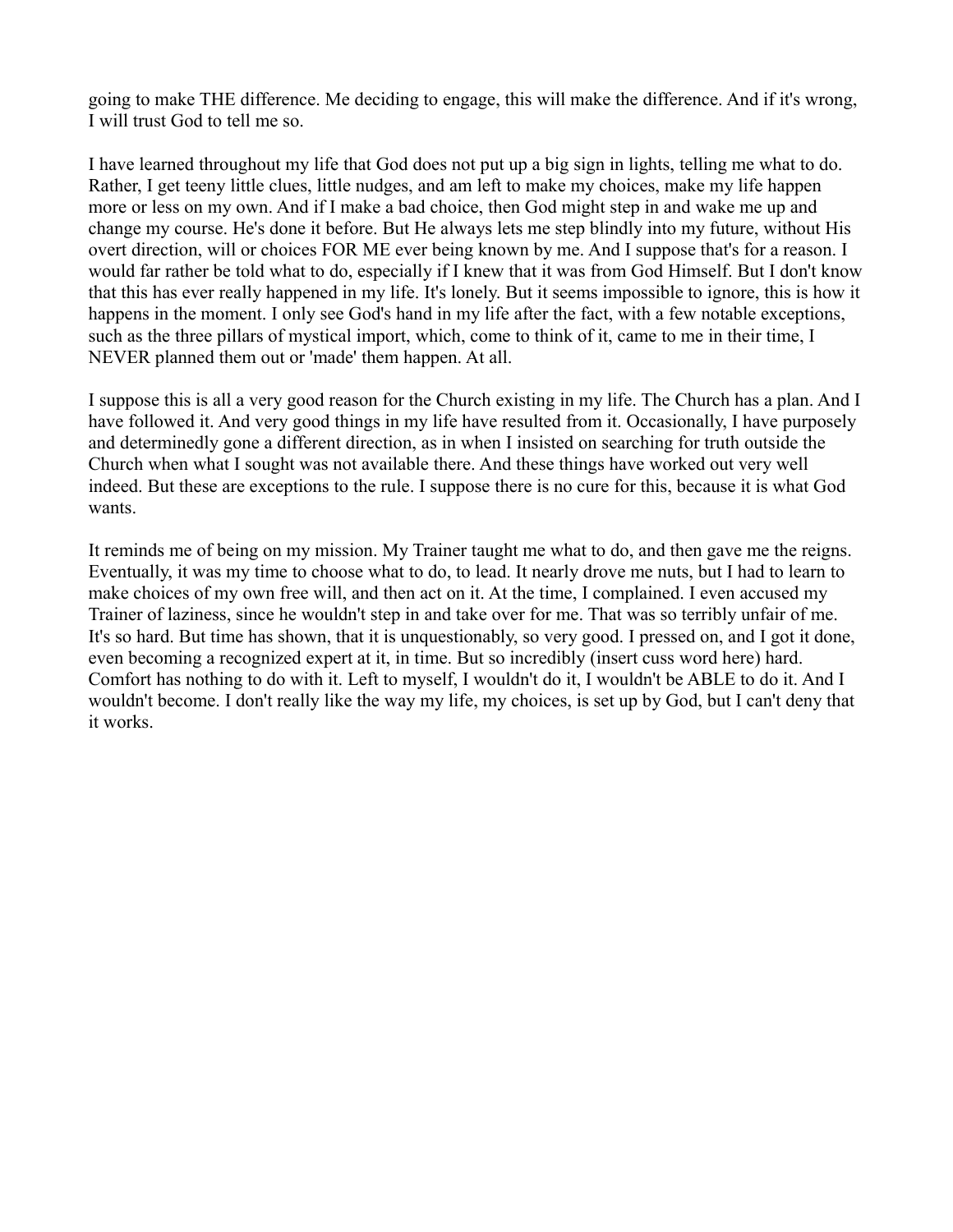going to make THE difference. Me deciding to engage, this will make the difference. And if it's wrong, I will trust God to tell me so.

I have learned throughout my life that God does not put up a big sign in lights, telling me what to do. Rather, I get teeny little clues, little nudges, and am left to make my choices, make my life happen more or less on my own. And if I make a bad choice, then God might step in and wake me up and change my course. He's done it before. But He always lets me step blindly into my future, without His overt direction, will or choices FOR ME ever being known by me. And I suppose that's for a reason. I would far rather be told what to do, especially if I knew that it was from God Himself. But I don't know that this has ever really happened in my life. It's lonely. But it seems impossible to ignore, this is how it happens in the moment. I only see God's hand in my life after the fact, with a few notable exceptions, such as the three pillars of mystical import, which, come to think of it, came to me in their time, I NEVER planned them out or 'made' them happen. At all.

I suppose this is all a very good reason for the Church existing in my life. The Church has a plan. And I have followed it. And very good things in my life have resulted from it. Occasionally, I have purposely and determinedly gone a different direction, as in when I insisted on searching for truth outside the Church when what I sought was not available there. And these things have worked out very well indeed. But these are exceptions to the rule. I suppose there is no cure for this, because it is what God wants.

It reminds me of being on my mission. My Trainer taught me what to do, and then gave me the reigns. Eventually, it was my time to choose what to do, to lead. It nearly drove me nuts, but I had to learn to make choices of my own free will, and then act on it. At the time, I complained. I even accused my Trainer of laziness, since he wouldn't step in and take over for me. That was so terribly unfair of me. It's so hard. But time has shown, that it is unquestionably, so very good. I pressed on, and I got it done, even becoming a recognized expert at it, in time. But so incredibly (insert cuss word here) hard. Comfort has nothing to do with it. Left to myself, I wouldn't do it, I wouldn't be ABLE to do it. And I wouldn't become. I don't really like the way my life, my choices, is set up by God, but I can't deny that it works.